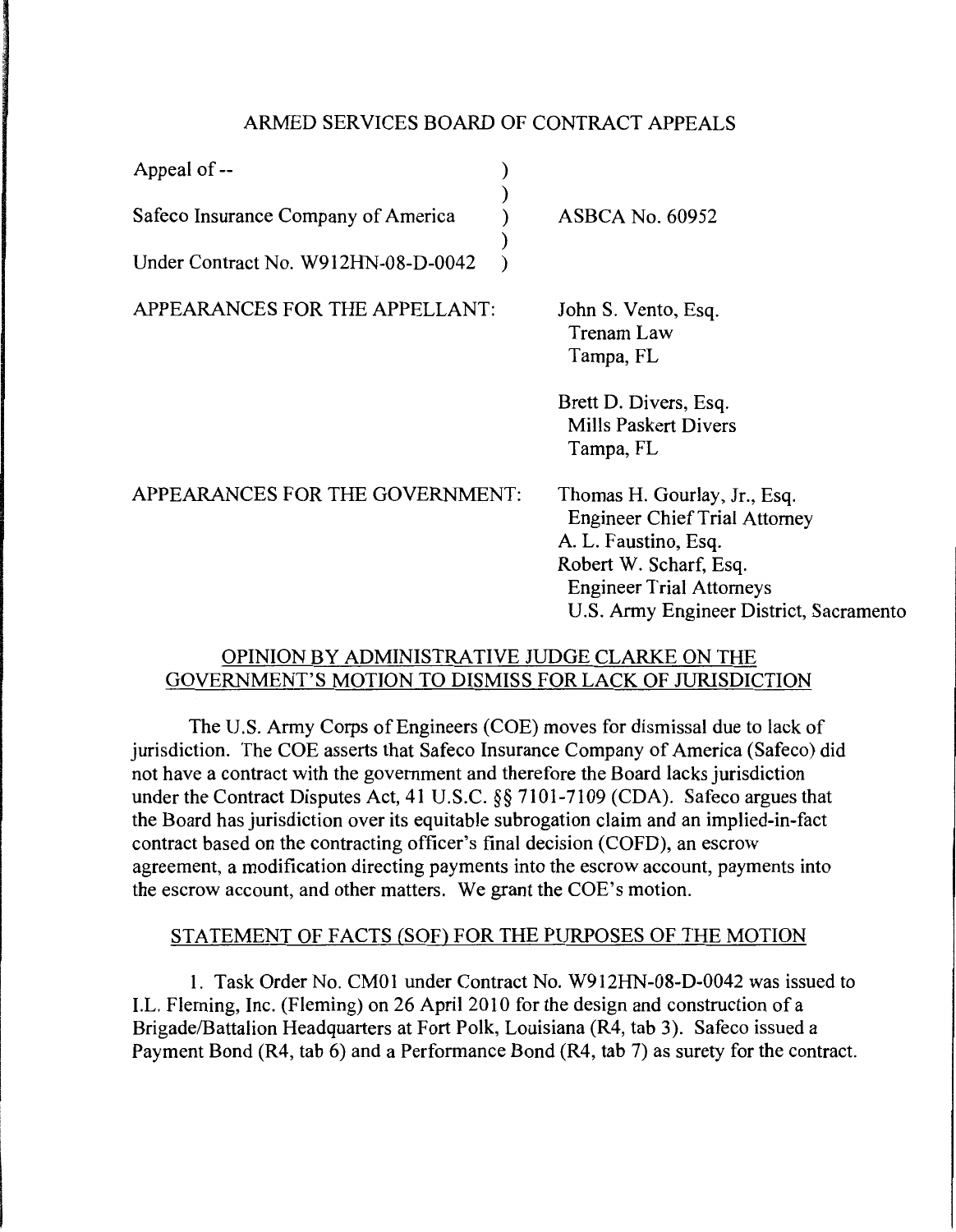# ARMED SERVICES BOARD OF CONTRACT APPEALS

| | | |
|---|---|---|
| Appeal of -- | ) | |
| | ) | |
| Safeco Insurance Company of America | ) | ASBCA No. 60952 |
| | ) | |
| Under Contract No. W912HN-08-D-0042 | ) | |

APPEARANCES FOR THE APPELLANT:

John S. Vento, Esq.
Trenam Law
Tampa, FL

Brett D. Divers, Esq.
Mills Paskert Divers
Tampa, FL

APPEARANCES FOR THE GOVERNMENT:

Thomas H. Gourlay, Jr., Esq.
Engineer Chief Trial Attorney
A. L. Faustino, Esq.
Robert W. Scharf, Esq.
Engineer Trial Attorneys
U.S. Army Engineer District, Sacramento

## OPINION BY ADMINISTRATIVE JUDGE CLARKE ON THE GOVERNMENT'S MOTION TO DISMISS FOR LACK OF JURISDICTION

The U.S. Army Corps of Engineers (COE) moves for dismissal due to lack of jurisdiction. The COE asserts that Safeco Insurance Company of America (Safeco) did not have a contract with the government and therefore the Board lacks jurisdiction under the Contract Disputes Act, 41 U.S.C. §§ 7101-7109 (CDA). Safeco argues that the Board has jurisdiction over its equitable subrogation claim and an implied-in-fact contract based on the contracting officer's final decision (COFD), an escrow agreement, a modification directing payments into the escrow account, payments into the escrow account, and other matters. We grant the COE's motion.

## STATEMENT OF FACTS (SOF) FOR THE PURPOSES OF THE MOTION

1. Task Order No. CM01 under Contract No. W912HN-08-D-0042 was issued to I.L. Fleming, Inc. (Fleming) on 26 April 2010 for the design and construction of a Brigade/Battalion Headquarters at Fort Polk, Louisiana (R4, tab 3). Safeco issued a Payment Bond (R4, tab 6) and a Performance Bond (R4, tab 7) as surety for the contract.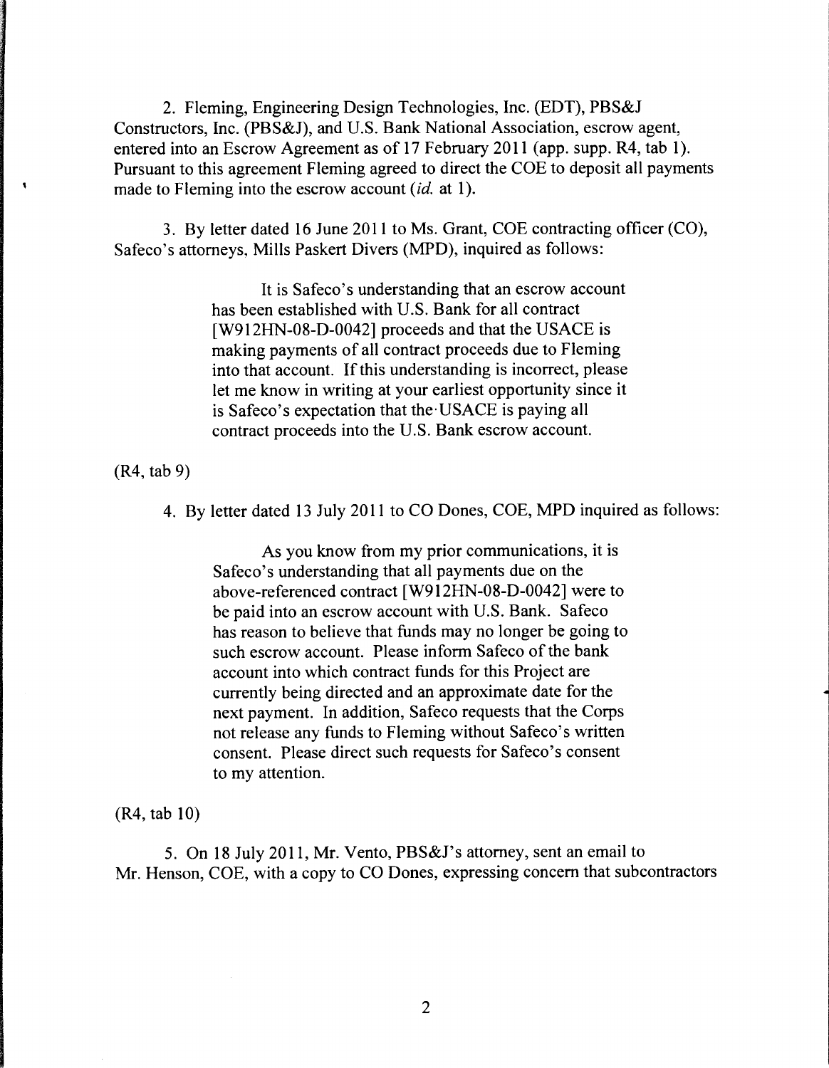2. Fleming, Engineering Design Technologies, Inc. (EDT), PBS&J Constructors, Inc. (PBS&J), and U.S. Bank National Association, escrow agent, entered into an Escrow Agreement as of 17 February 2011 (app. supp. R4, tab 1). Pursuant to this agreement Fleming agreed to direct the COE to deposit all payments made to Fleming into the escrow account (*id.* at 1).

3. By letter dated 16 June 2011 to Ms. Grant, COE contracting officer (CO), Safeco's attorneys, Mills Paskert Divers (MPD), inquired as follows:

> It is Safeco's understanding that an escrow account has been established with U.S. Bank for all contract [W912HN-08-D-0042] proceeds and that the USACE is making payments of all contract proceeds due to Fleming into that account. If this understanding is incorrect, please let me know in writing at your earliest opportunity since it is Safeco's expectation that the USACE is paying all contract proceeds into the U.S. Bank escrow account.

(R4, tab 9)

4. By letter dated 13 July 2011 to CO Dones, COE, MPD inquired as follows:

> As you know from my prior communications, it is Safeco's understanding that all payments due on the above-referenced contract [W912HN-08-D-0042] were to be paid into an escrow account with U.S. Bank. Safeco has reason to believe that funds may no longer be going to such escrow account. Please inform Safeco of the bank account into which contract funds for this Project are currently being directed and an approximate date for the next payment. In addition, Safeco requests that the Corps not release any funds to Fleming without Safeco's written consent. Please direct such requests for Safeco's consent to my attention.

(R4, tab 10)

5. On 18 July 2011, Mr. Vento, PBS&J's attorney, sent an email to Mr. Henson, COE, with a copy to CO Dones, expressing concern that subcontractors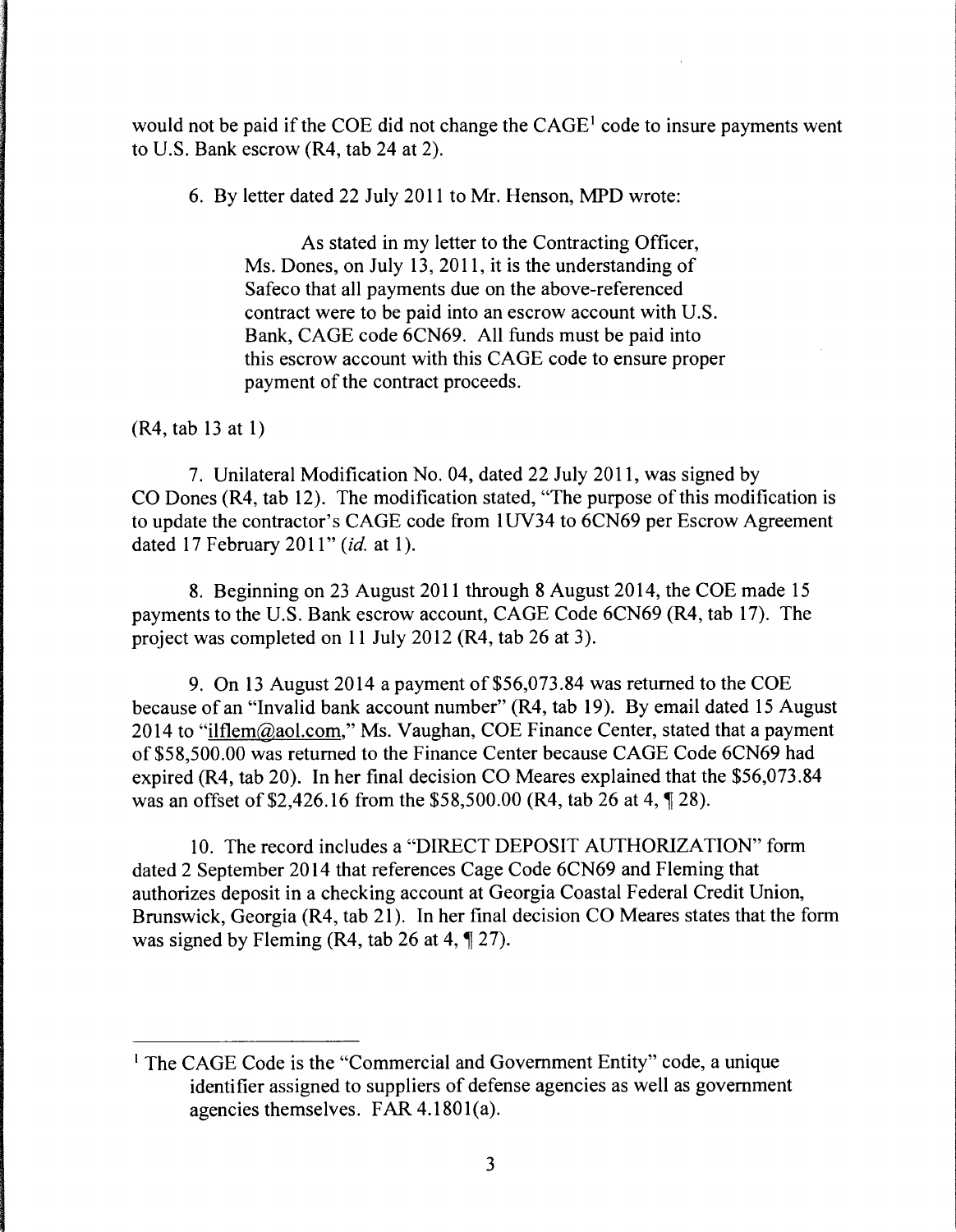would not be paid if the COE did not change the CAGE[1] code to insure payments went to U.S. Bank escrow (R4, tab 24 at 2).

6. By letter dated 22 July 2011 to Mr. Henson, MPD wrote:

> As stated in my letter to the Contracting Officer, Ms. Dones, on July 13, 2011, it is the understanding of Safeco that all payments due on the above-referenced contract were to be paid into an escrow account with U.S. Bank, CAGE code 6CN69. All funds must be paid into this escrow account with this CAGE code to ensure proper payment of the contract proceeds.

(R4, tab 13 at 1)

7. Unilateral Modification No. 04, dated 22 July 2011, was signed by CO Dones (R4, tab 12). The modification stated, "The purpose of this modification is to update the contractor's CAGE code from 1UV34 to 6CN69 per Escrow Agreement dated 17 February 2011" (*id.* at 1).

8. Beginning on 23 August 2011 through 8 August 2014, the COE made 15 payments to the U.S. Bank escrow account, CAGE Code 6CN69 (R4, tab 17). The project was completed on 11 July 2012 (R4, tab 26 at 3).

9. On 13 August 2014 a payment of $56,073.84 was returned to the COE because of an "Invalid bank account number" (R4, tab 19). By email dated 15 August 2014 to "ilflem@aol.com," Ms. Vaughan, COE Finance Center, stated that a payment of $58,500.00 was returned to the Finance Center because CAGE Code 6CN69 had expired (R4, tab 20). In her final decision CO Meares explained that the $56,073.84 was an offset of $2,426.16 from the $58,500.00 (R4, tab 26 at 4, ¶ 28).

10. The record includes a "DIRECT DEPOSIT AUTHORIZATION" form dated 2 September 2014 that references Cage Code 6CN69 and Fleming that authorizes deposit in a checking account at Georgia Coastal Federal Credit Union, Brunswick, Georgia (R4, tab 21). In her final decision CO Meares states that the form was signed by Fleming (R4, tab 26 at 4, ¶ 27).

---

[1] The CAGE Code is the "Commercial and Government Entity" code, a unique identifier assigned to suppliers of defense agencies as well as government agencies themselves. FAR 4.1801(a).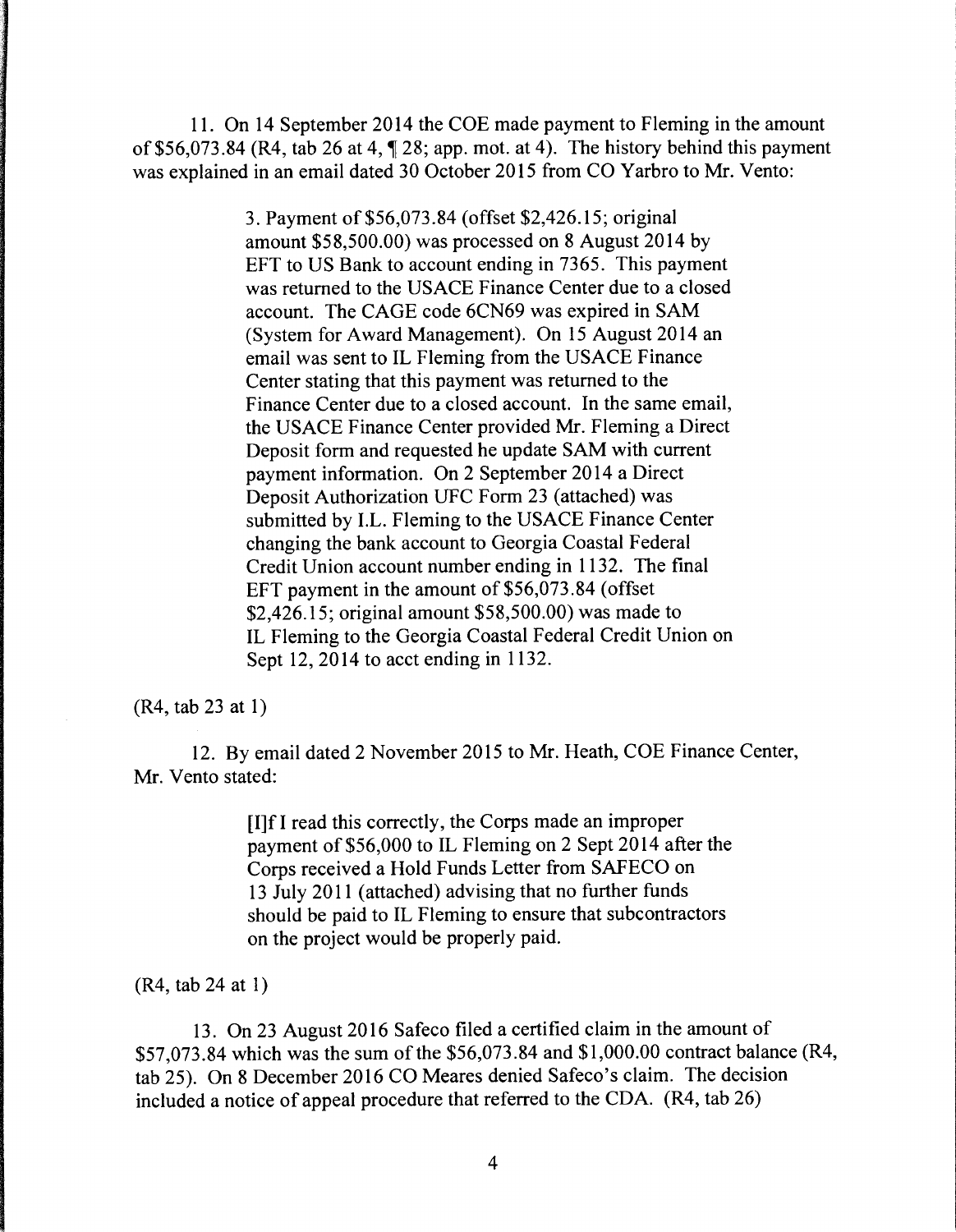11. On 14 September 2014 the COE made payment to Fleming in the amount of $56,073.84 (R4, tab 26 at 4, ¶ 28; app. mot. at 4). The history behind this payment was explained in an email dated 30 October 2015 from CO Yarbro to Mr. Vento:

> 3. Payment of $56,073.84 (offset $2,426.15; original amount $58,500.00) was processed on 8 August 2014 by EFT to US Bank to account ending in 7365. This payment was returned to the USACE Finance Center due to a closed account. The CAGE code 6CN69 was expired in SAM (System for Award Management). On 15 August 2014 an email was sent to IL Fleming from the USACE Finance Center stating that this payment was returned to the Finance Center due to a closed account. In the same email, the USACE Finance Center provided Mr. Fleming a Direct Deposit form and requested he update SAM with current payment information. On 2 September 2014 a Direct Deposit Authorization UFC Form 23 (attached) was submitted by I.L. Fleming to the USACE Finance Center changing the bank account to Georgia Coastal Federal Credit Union account number ending in 1132. The final EFT payment in the amount of $56,073.84 (offset $2,426.15; original amount $58,500.00) was made to IL Fleming to the Georgia Coastal Federal Credit Union on Sept 12, 2014 to acct ending in 1132.

(R4, tab 23 at 1)

12. By email dated 2 November 2015 to Mr. Heath, COE Finance Center, Mr. Vento stated:

> [I]f I read this correctly, the Corps made an improper payment of $56,000 to IL Fleming on 2 Sept 2014 after the Corps received a Hold Funds Letter from SAFECO on 13 July 2011 (attached) advising that no further funds should be paid to IL Fleming to ensure that subcontractors on the project would be properly paid.

(R4, tab 24 at 1)

13. On 23 August 2016 Safeco filed a certified claim in the amount of $57,073.84 which was the sum of the $56,073.84 and $1,000.00 contract balance (R4, tab 25). On 8 December 2016 CO Meares denied Safeco's claim. The decision included a notice of appeal procedure that referred to the CDA. (R4, tab 26)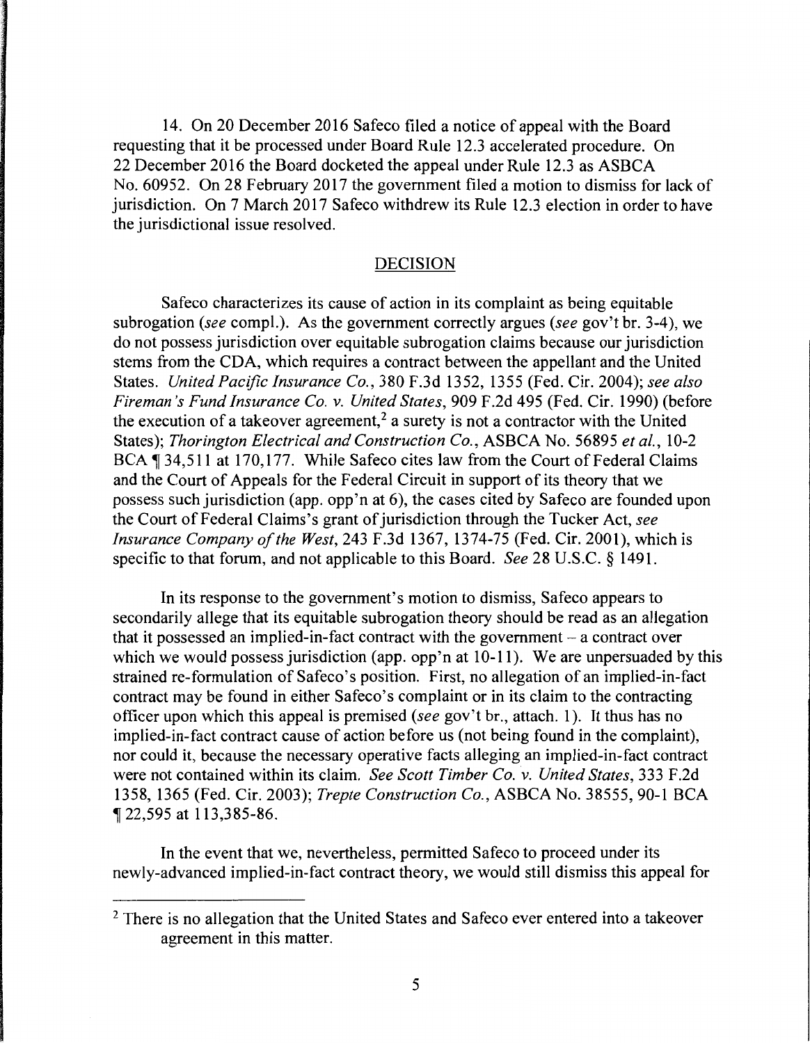14. On 20 December 2016 Safeco filed a notice of appeal with the Board requesting that it be processed under Board Rule 12.3 accelerated procedure. On 22 December 2016 the Board docketed the appeal under Rule 12.3 as ASBCA No. 60952. On 28 February 2017 the government filed a motion to dismiss for lack of jurisdiction. On 7 March 2017 Safeco withdrew its Rule 12.3 election in order to have the jurisdictional issue resolved.

## DECISION

Safeco characterizes its cause of action in its complaint as being equitable subrogation (*see* compl.). As the government correctly argues (*see* gov't br. 3-4), we do not possess jurisdiction over equitable subrogation claims because our jurisdiction stems from the CDA, which requires a contract between the appellant and the United States. *United Pacific Insurance Co.*, 380 F.3d 1352, 1355 (Fed. Cir. 2004); *see also Fireman's Fund Insurance Co. v. United States*, 909 F.2d 495 (Fed. Cir. 1990) (before the execution of a takeover agreement,[2] a surety is not a contractor with the United States); *Thorington Electrical and Construction Co.*, ASBCA No. 56895 *et al.*, 10-2 BCA ¶ 34,511 at 170,177. While Safeco cites law from the Court of Federal Claims and the Court of Appeals for the Federal Circuit in support of its theory that we possess such jurisdiction (app. opp'n at 6), the cases cited by Safeco are founded upon the Court of Federal Claims's grant of jurisdiction through the Tucker Act, *see Insurance Company of the West*, 243 F.3d 1367, 1374-75 (Fed. Cir. 2001), which is specific to that forum, and not applicable to this Board. *See* 28 U.S.C. § 1491.

In its response to the government's motion to dismiss, Safeco appears to secondarily allege that its equitable subrogation theory should be read as an allegation that it possessed an implied-in-fact contract with the government – a contract over which we would possess jurisdiction (app. opp'n at 10-11). We are unpersuaded by this strained re-formulation of Safeco's position. First, no allegation of an implied-in-fact contract may be found in either Safeco's complaint or in its claim to the contracting officer upon which this appeal is premised (*see* gov't br., attach. 1). It thus has no implied-in-fact contract cause of action before us (not being found in the complaint), nor could it, because the necessary operative facts alleging an implied-in-fact contract were not contained within its claim. *See Scott Timber Co. v. United States*, 333 F.2d 1358, 1365 (Fed. Cir. 2003); *Trepte Construction Co.*, ASBCA No. 38555, 90-1 BCA ¶ 22,595 at 113,385-86.

In the event that we, nevertheless, permitted Safeco to proceed under its newly-advanced implied-in-fact contract theory, we would still dismiss this appeal for

---

[2] There is no allegation that the United States and Safeco ever entered into a takeover agreement in this matter.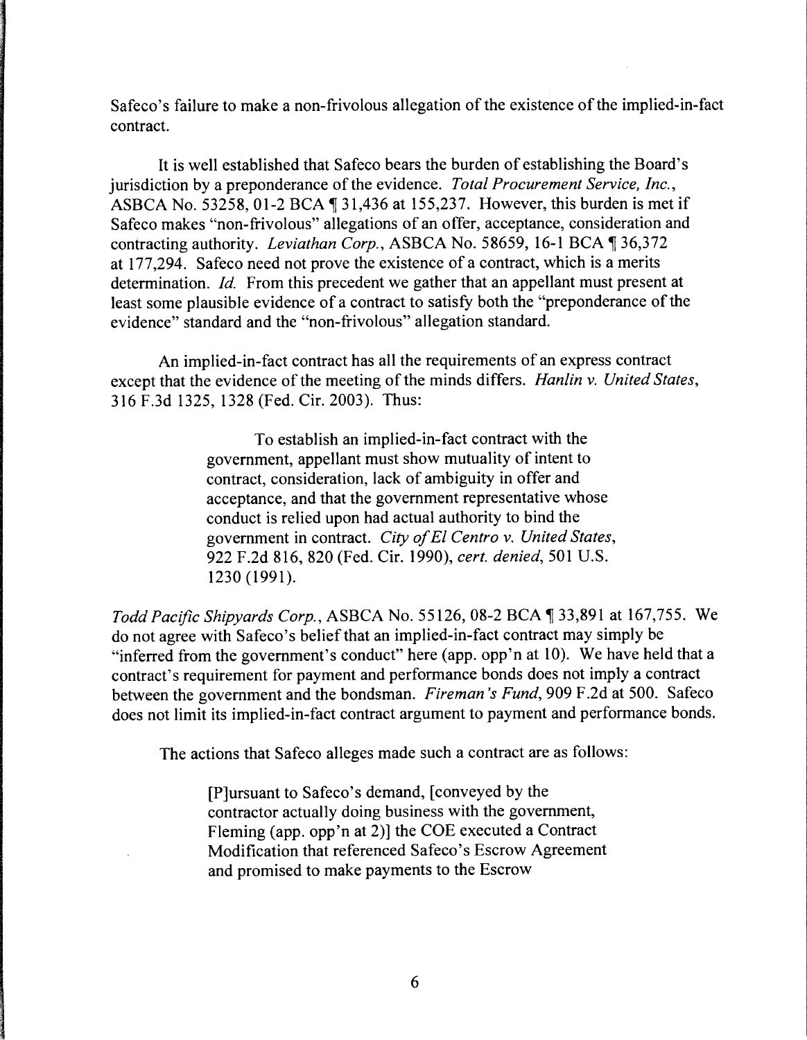Safeco's failure to make a non-frivolous allegation of the existence of the implied-in-fact contract.

It is well established that Safeco bears the burden of establishing the Board's jurisdiction by a preponderance of the evidence. *Total Procurement Service, Inc.*, ASBCA No. 53258, 01-2 BCA ¶ 31,436 at 155,237. However, this burden is met if Safeco makes "non-frivolous" allegations of an offer, acceptance, consideration and contracting authority. *Leviathan Corp.*, ASBCA No. 58659, 16-1 BCA ¶ 36,372 at 177,294. Safeco need not prove the existence of a contract, which is a merits determination. *Id.* From this precedent we gather that an appellant must present at least some plausible evidence of a contract to satisfy both the "preponderance of the evidence" standard and the "non-frivolous" allegation standard.

An implied-in-fact contract has all the requirements of an express contract except that the evidence of the meeting of the minds differs. *Hanlin v. United States*, 316 F.3d 1325, 1328 (Fed. Cir. 2003). Thus:

> To establish an implied-in-fact contract with the government, appellant must show mutuality of intent to contract, consideration, lack of ambiguity in offer and acceptance, and that the government representative whose conduct is relied upon had actual authority to bind the government in contract. *City of El Centro v. United States*, 922 F.2d 816, 820 (Fed. Cir. 1990), *cert. denied*, 501 U.S. 1230 (1991).

*Todd Pacific Shipyards Corp.*, ASBCA No. 55126, 08-2 BCA ¶ 33,891 at 167,755. We do not agree with Safeco's belief that an implied-in-fact contract may simply be "inferred from the government's conduct" here (app. opp'n at 10). We have held that a contract's requirement for payment and performance bonds does not imply a contract between the government and the bondsman. *Fireman's Fund*, 909 F.2d at 500. Safeco does not limit its implied-in-fact contract argument to payment and performance bonds.

The actions that Safeco alleges made such a contract are as follows:

> [P]ursuant to Safeco's demand, [conveyed by the contractor actually doing business with the government, Fleming (app. opp'n at 2)] the COE executed a Contract Modification that referenced Safeco's Escrow Agreement and promised to make payments to the Escrow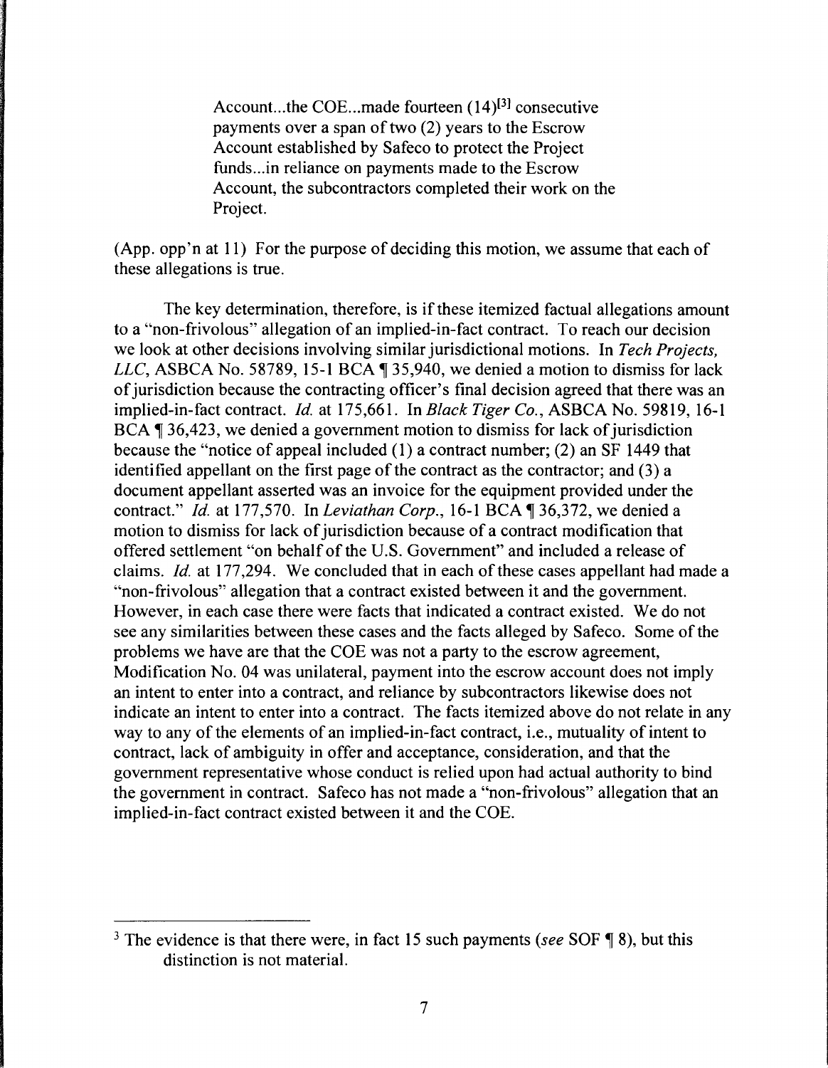> Account...the COE...made fourteen (14)[3] consecutive payments over a span of two (2) years to the Escrow Account established by Safeco to protect the Project funds...in reliance on payments made to the Escrow Account, the subcontractors completed their work on the Project.

(App. opp'n at 11) For the purpose of deciding this motion, we assume that each of these allegations is true.

The key determination, therefore, is if these itemized factual allegations amount to a "non-frivolous" allegation of an implied-in-fact contract. To reach our decision we look at other decisions involving similar jurisdictional motions. In *Tech Projects, LLC*, ASBCA No. 58789, 15-1 BCA ¶ 35,940, we denied a motion to dismiss for lack of jurisdiction because the contracting officer's final decision agreed that there was an implied-in-fact contract. *Id.* at 175,661. In *Black Tiger Co.*, ASBCA No. 59819, 16-1 BCA ¶ 36,423, we denied a government motion to dismiss for lack of jurisdiction because the "notice of appeal included (1) a contract number; (2) an SF 1449 that identified appellant on the first page of the contract as the contractor; and (3) a document appellant asserted was an invoice for the equipment provided under the contract." *Id.* at 177,570. In *Leviathan Corp.*, 16-1 BCA ¶ 36,372, we denied a motion to dismiss for lack of jurisdiction because of a contract modification that offered settlement "on behalf of the U.S. Government" and included a release of claims. *Id.* at 177,294. We concluded that in each of these cases appellant had made a "non-frivolous" allegation that a contract existed between it and the government. However, in each case there were facts that indicated a contract existed. We do not see any similarities between these cases and the facts alleged by Safeco. Some of the problems we have are that the COE was not a party to the escrow agreement, Modification No. 04 was unilateral, payment into the escrow account does not imply an intent to enter into a contract, and reliance by subcontractors likewise does not indicate an intent to enter into a contract. The facts itemized above do not relate in any way to any of the elements of an implied-in-fact contract, i.e., mutuality of intent to contract, lack of ambiguity in offer and acceptance, consideration, and that the government representative whose conduct is relied upon had actual authority to bind the government in contract. Safeco has not made a "non-frivolous" allegation that an implied-in-fact contract existed between it and the COE.

---

[3] The evidence is that there were, in fact 15 such payments (*see* SOF ¶ 8), but this distinction is not material.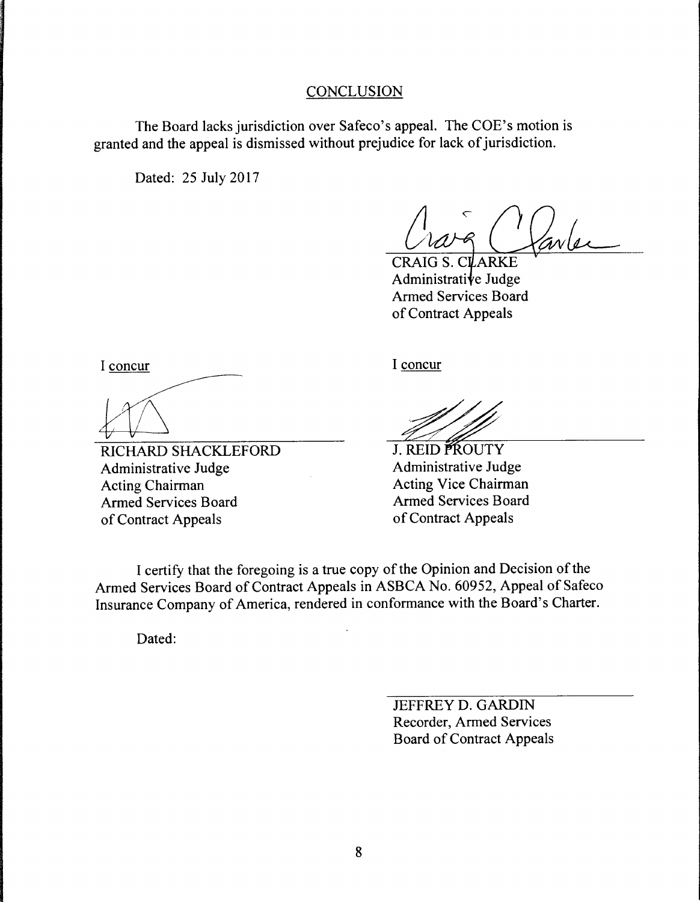## CONCLUSION

The Board lacks jurisdiction over Safeco's appeal. The COE's motion is granted and the appeal is dismissed without prejudice for lack of jurisdiction.

Dated: 25 July 2017

CRAIG S. CLARKE
Administrative Judge
Armed Services Board
of Contract Appeals

I concur

RICHARD SHACKLEFORD
Administrative Judge
Acting Chairman
Armed Services Board
of Contract Appeals

I concur

J. REID PROUTY
Administrative Judge
Acting Vice Chairman
Armed Services Board
of Contract Appeals

I certify that the foregoing is a true copy of the Opinion and Decision of the Armed Services Board of Contract Appeals in ASBCA No. 60952, Appeal of Safeco Insurance Company of America, rendered in conformance with the Board's Charter.

Dated:

JEFFREY D. GARDIN
Recorder, Armed Services
Board of Contract Appeals